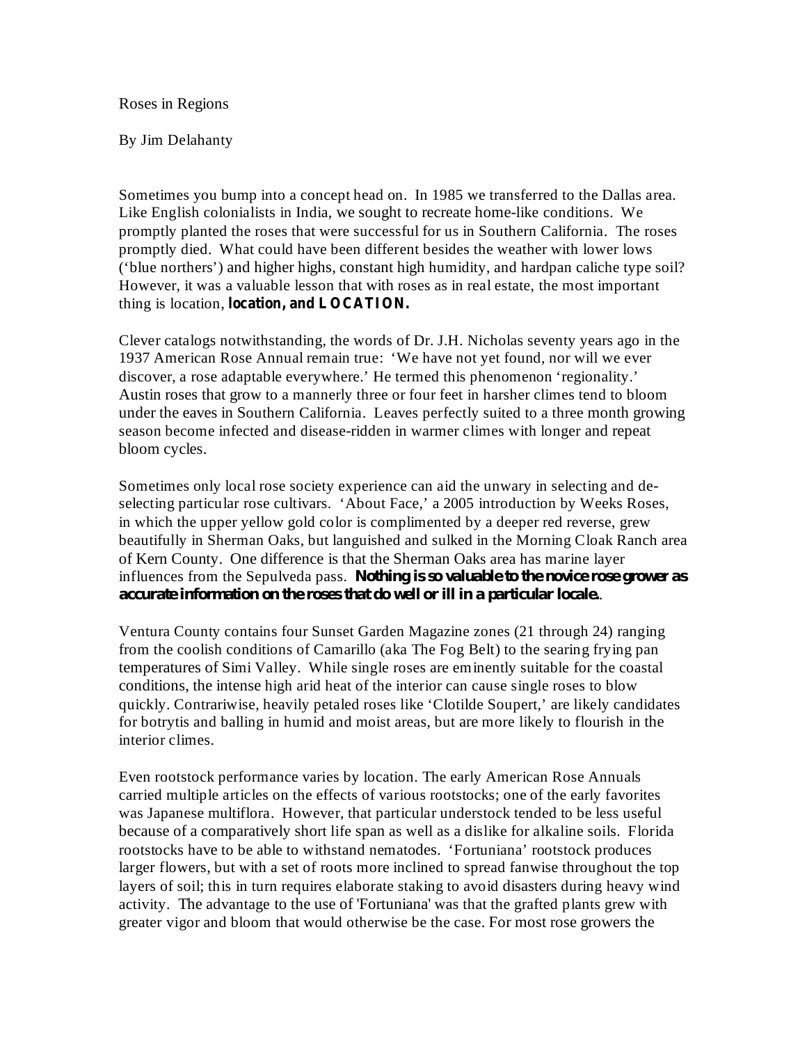# Roses in Regions

By Jim Delahanty

Sometimes you bump into a concept head on. In 1985 we transferred to the Dallas area. Like English colonialists in India, we sought to recreate home-like conditions. We promptly planted the roses that were successful for us in Southern California. The roses promptly died. What could have been different besides the weather with lower lows ('blue northers') and higher highs, constant high humidity, and hardpan caliche type soil? However, it was a valuable lesson that with roses as in real estate, the most important thing is location, **location, and LOCATION.**

Clever catalogs notwithstanding, the words of Dr. J.H. Nicholas seventy years ago in the 1937 American Rose Annual remain true: 'We have not yet found, nor will we ever discover, a rose adaptable everywhere.' He termed this phenomenon 'regionality.' Austin roses that grow to a mannerly three or four feet in harsher climes tend to bloom under the eaves in Southern California. Leaves perfectly suited to a three month growing season become infected and disease-ridden in warmer climes with longer and repeat bloom cycles.

Sometimes only local rose society experience can aid the unwary in selecting and de-selecting particular rose cultivars. 'About Face,' a 2005 introduction by Weeks Roses, in which the upper yellow gold color is complimented by a deeper red reverse, grew beautifully in Sherman Oaks, but languished and sulked in the Morning Cloak Ranch area of Kern County. One difference is that the Sherman Oaks area has marine layer influences from the Sepulveda pass. **Nothing is so valuable to the novice rose grower as accurate information on the roses that do well or ill in a particular locale.**

Ventura County contains four Sunset Garden Magazine zones (21 through 24) ranging from the coolish conditions of Camarillo (aka The Fog Belt) to the searing frying pan temperatures of Simi Valley. While single roses are eminently suitable for the coastal conditions, the intense high arid heat of the interior can cause single roses to blow quickly. Contrariwise, heavily petaled roses like 'Clotilde Soupert,' are likely candidates for botrytis and balling in humid and moist areas, but are more likely to flourish in the interior climes.

Even rootstock performance varies by location. The early American Rose Annuals carried multiple articles on the effects of various rootstocks; one of the early favorites was Japanese multiflora. However, that particular understock tended to be less useful because of a comparatively short life span as well as a dislike for alkaline soils. Florida rootstocks have to be able to withstand nematodes. 'Fortuniana' rootstock produces larger flowers, but with a set of roots more inclined to spread fanwise throughout the top layers of soil; this in turn requires elaborate staking to avoid disasters during heavy wind activity. The advantage to the use of 'Fortuniana' was that the grafted plants grew with greater vigor and bloom that would otherwise be the case. For most rose growers the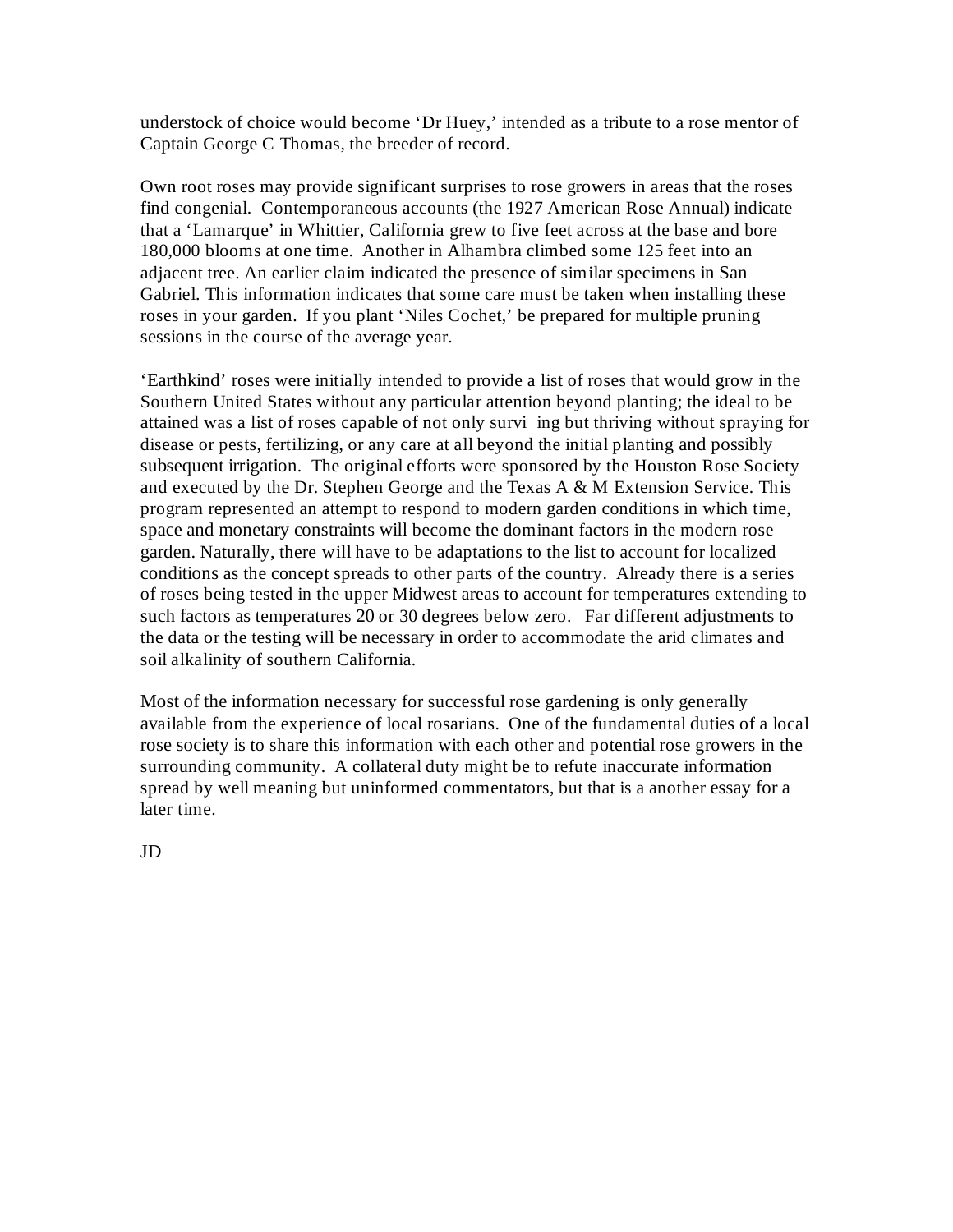understock of choice would become 'Dr Huey,' intended as a tribute to a rose mentor of Captain George C Thomas, the breeder of record.

Own root roses may provide significant surprises to rose growers in areas that the roses find congenial. Contemporaneous accounts (the 1927 American Rose Annual) indicate that a 'Lamarque' in Whittier, California grew to five feet across at the base and bore 180,000 blooms at one time. Another in Alhambra climbed some 125 feet into an adjacent tree. An earlier claim indicated the presence of similar specimens in San Gabriel. This information indicates that some care must be taken when installing these roses in your garden. If you plant 'Niles Cochet,' be prepared for multiple pruning sessions in the course of the average year.

'Earthkind' roses were initially intended to provide a list of roses that would grow in the Southern United States without any particular attention beyond planting; the ideal to be attained was a list of roses capable of not only survi ing but thriving without spraying for disease or pests, fertilizing, or any care at all beyond the initial planting and possibly subsequent irrigation. The original efforts were sponsored by the Houston Rose Society and executed by the Dr. Stephen George and the Texas A & M Extension Service. This program represented an attempt to respond to modern garden conditions in which time, space and monetary constraints will become the dominant factors in the modern rose garden. Naturally, there will have to be adaptations to the list to account for localized conditions as the concept spreads to other parts of the country. Already there is a series of roses being tested in the upper Midwest areas to account for temperatures extending to such factors as temperatures 20 or 30 degrees below zero. Far different adjustments to the data or the testing will be necessary in order to accommodate the arid climates and soil alkalinity of southern California.

Most of the information necessary for successful rose gardening is only generally available from the experience of local rosarians. One of the fundamental duties of a local rose society is to share this information with each other and potential rose growers in the surrounding community. A collateral duty might be to refute inaccurate information spread by well meaning but uninformed commentators, but that is a another essay for a later time.

JD